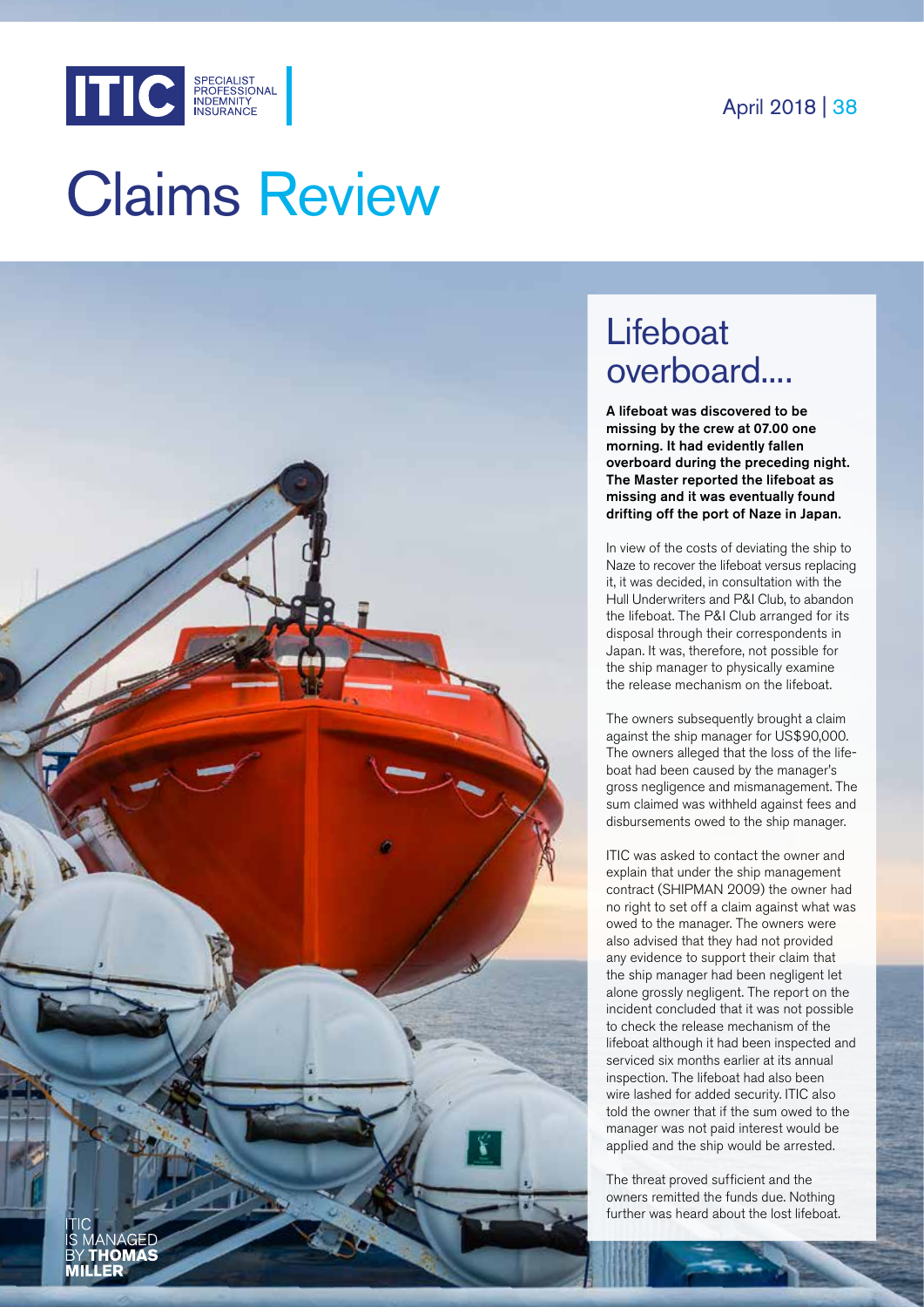# Claims Review

## Lifeboat overboard....

**A lifeboat was discovered to be missing by the crew at 07.00 one morning. It had evidently fallen overboard during the preceding night. The Master reported the lifeboat as missing and it was eventually found drifting off the port of Naze in Japan.**

In view of the costs of deviating the ship to Naze to recover the lifeboat versus replacing it, it was decided, in consultation with the Hull Underwriters and P&I Club, to abandon the lifeboat. The P&I Club arranged for its disposal through their correspondents in Japan. It was, therefore, not possible for the ship manager to physically examine the release mechanism on the lifeboat.

The owners subsequently brought a claim against the ship manager for US$90,000. The owners alleged that the loss of the lifeboat had been caused by the manager's gross negligence and mismanagement. The sum claimed was withheld against fees and disbursements owed to the ship manager.

ITIC was asked to contact the owner and explain that under the ship management contract (SHIPMAN 2009) the owner had no right to set off a claim against what was owed to the manager. The owners were also advised that they had not provided any evidence to support their claim that the ship manager had been negligent let alone grossly negligent. The report on the incident concluded that it was not possible to check the release mechanism of the lifeboat although it had been inspected and serviced six months earlier at its annual inspection. The lifeboat had also been wire lashed for added security. ITIC also told the owner that if the sum owed to the manager was not paid interest would be applied and the ship would be arrested.

The threat proved sufficient and the owners remitted the funds due. Nothing further was heard about the lost lifeboat.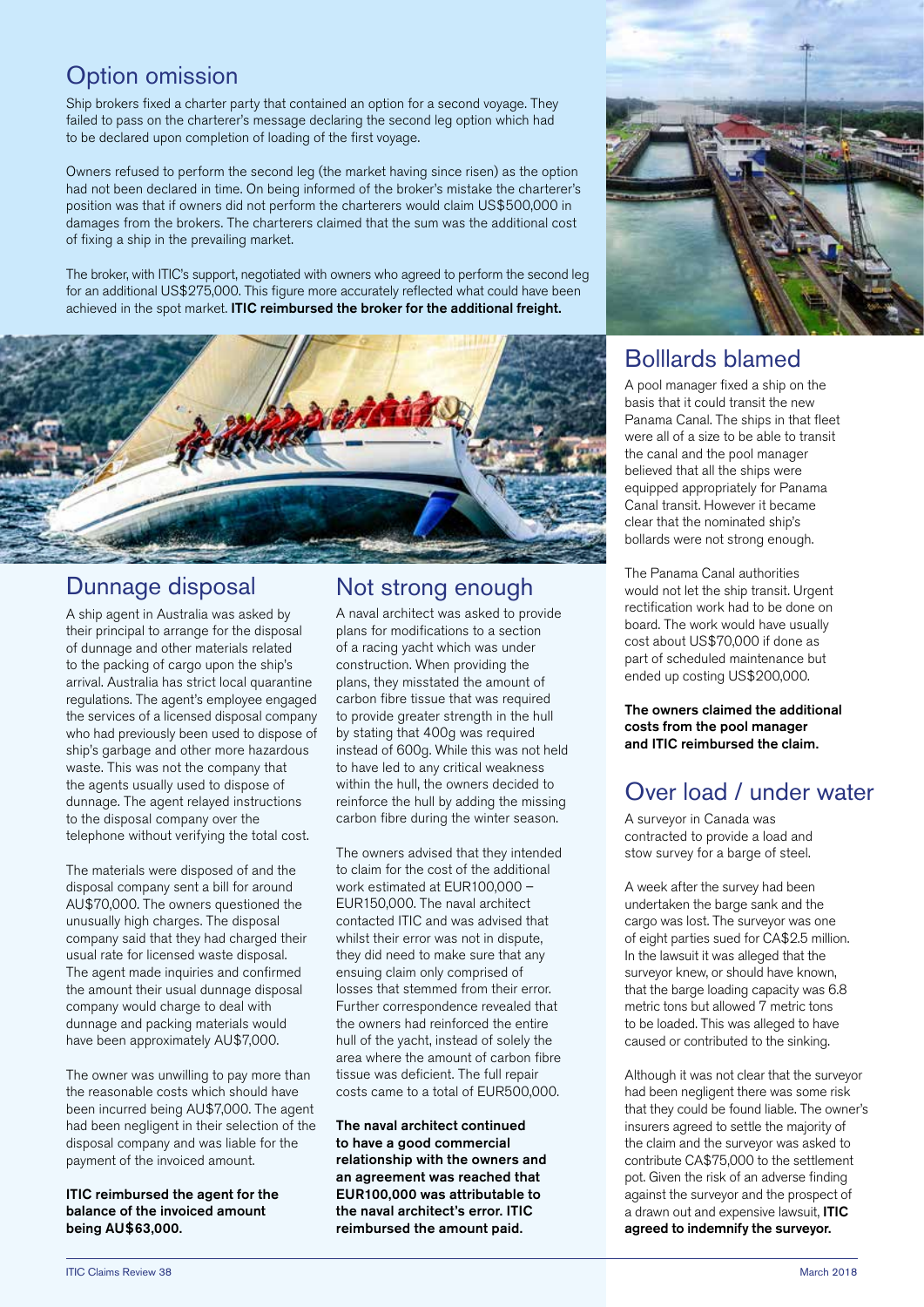## Option omission

Ship brokers fixed a charter party that contained an option for a second voyage. They failed to pass on the charterer's message declaring the second leg option which had to be declared upon completion of loading of the first voyage.

Owners refused to perform the second leg (the market having since risen) as the option had not been declared in time. On being informed of the broker's mistake the charterer's position was that if owners did not perform the charterers would claim US$500,000 in damages from the brokers. The charterers claimed that the sum was the additional cost of fixing a ship in the prevailing market.

The broker, with ITIC's support, negotiated with owners who agreed to perform the second leg for an additional US$275,000. This figure more accurately reflected what could have been achieved in the spot market. **ITIC reimbursed the broker for the additional freight.**

## Dunnage disposal

A ship agent in Australia was asked by their principal to arrange for the disposal of dunnage and other materials related to the packing of cargo upon the ship's arrival. Australia has strict local quarantine regulations. The agent's employee engaged the services of a licensed disposal company who had previously been used to dispose of ship's garbage and other more hazardous waste. This was not the company that the agents usually used to dispose of dunnage. The agent relayed instructions to the disposal company over the telephone without verifying the total cost.

The materials were disposed of and the disposal company sent a bill for around AU$70,000. The owners questioned the unusually high charges. The disposal company said that they had charged their usual rate for licensed waste disposal. The agent made inquiries and confirmed the amount their usual dunnage disposal company would charge to deal with dunnage and packing materials would have been approximately AU$7,000.

The owner was unwilling to pay more than the reasonable costs which should have been incurred being AU$7,000. The agent had been negligent in their selection of the disposal company and was liable for the payment of the invoiced amount.

**ITIC reimbursed the agent for the balance of the invoiced amount being AU$63,000.**

## Not strong enough

A naval architect was asked to provide plans for modifications to a section of a racing yacht which was under construction. When providing the plans, they misstated the amount of carbon fibre tissue that was required to provide greater strength in the hull by stating that 400g was required instead of 600g. While this was not held to have led to any critical weakness within the hull, the owners decided to reinforce the hull by adding the missing carbon fibre during the winter season.

The owners advised that they intended to claim for the cost of the additional work estimated at EUR100,000 – EUR150,000. The naval architect contacted ITIC and was advised that whilst their error was not in dispute, they did need to make sure that any ensuing claim only comprised of losses that stemmed from their error. Further correspondence revealed that the owners had reinforced the entire hull of the yacht, instead of solely the area where the amount of carbon fibre tissue was deficient. The full repair costs came to a total of EUR500,000.

**The naval architect continued to have a good commercial relationship with the owners and an agreement was reached that EUR100,000 was attributable to the naval architect's error. ITIC reimbursed the amount paid.**

## Bolllards blamed

A pool manager fixed a ship on the basis that it could transit the new Panama Canal. The ships in that fleet were all of a size to be able to transit the canal and the pool manager believed that all the ships were equipped appropriately for Panama Canal transit. However it became clear that the nominated ship's bollards were not strong enough.

The Panama Canal authorities would not let the ship transit. Urgent rectification work had to be done on board. The work would have usually cost about US$70,000 if done as part of scheduled maintenance but ended up costing US$200,000.

**The owners claimed the additional costs from the pool manager and ITIC reimbursed the claim.**

## Over load / under water

A surveyor in Canada was contracted to provide a load and stow survey for a barge of steel.

A week after the survey had been undertaken the barge sank and the cargo was lost. The surveyor was one of eight parties sued for CA$2.5 million. In the lawsuit it was alleged that the surveyor knew, or should have known, that the barge loading capacity was 6.8 metric tons but allowed 7 metric tons to be loaded. This was alleged to have caused or contributed to the sinking.

Although it was not clear that the surveyor had been negligent there was some risk that they could be found liable. The owner's insurers agreed to settle the majority of the claim and the surveyor was asked to contribute CA$75,000 to the settlement pot. Given the risk of an adverse finding against the surveyor and the prospect of a drawn out and expensive lawsuit, **ITIC agreed to indemnify the surveyor.**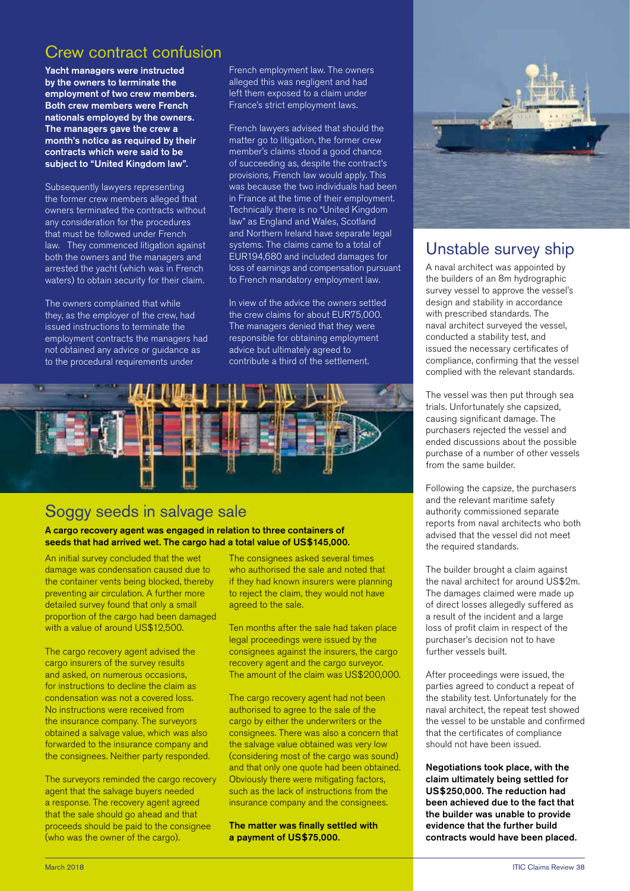## Crew contract confusion

**Yacht managers were instructed by the owners to terminate the employment of two crew members. Both crew members were French nationals employed by the owners. The managers gave the crew a month's notice as required by their contracts which were said to be subject to "United Kingdom law".**

Subsequently lawyers representing the former crew members alleged that owners terminated the contracts without any consideration for the procedures that must be followed under French law. They commenced litigation against both the owners and the managers and arrested the yacht (which was in French waters) to obtain security for their claim.

The owners complained that while they, as the employer of the crew, had issued instructions to terminate the employment contracts the managers had not obtained any advice or guidance as to the procedural requirements under French employment law. The owners alleged this was negligent and had left them exposed to a claim under France's strict employment laws.

French lawyers advised that should the matter go to litigation, the former crew member's claims stood a good chance of succeeding as, despite the contract's provisions, French law would apply. This was because the two individuals had been in France at the time of their employment. Technically there is no "United Kingdom law" as England and Wales, Scotland and Northern Ireland have separate legal systems. The claims came to a total of EUR194,680 and included damages for loss of earnings and compensation pursuant to French mandatory employment law.

In view of the advice the owners settled the crew claims for about EUR75,000. The managers denied that they were responsible for obtaining employment advice but ultimately agreed to contribute a third of the settlement.

## Soggy seeds in salvage sale

**A cargo recovery agent was engaged in relation to three containers of seeds that had arrived wet. The cargo had a total value of US$145,000.**

An initial survey concluded that the wet damage was condensation caused due to the container vents being blocked, thereby preventing air circulation. A further more detailed survey found that only a small proportion of the cargo had been damaged with a value of around US$12,500.

The cargo recovery agent advised the cargo insurers of the survey results and asked, on numerous occasions, for instructions to decline the claim as condensation was not a covered loss. No instructions were received from the insurance company. The surveyors obtained a salvage value, which was also forwarded to the insurance company and the consignees. Neither party responded.

The surveyors reminded the cargo recovery agent that the salvage buyers needed a response. The recovery agent agreed that the sale should go ahead and that proceeds should be paid to the consignee (who was the owner of the cargo).

The consignees asked several times who authorised the sale and noted that if they had known insurers were planning to reject the claim, they would not have agreed to the sale.

Ten months after the sale had taken place legal proceedings were issued by the consignees against the insurers, the cargo recovery agent and the cargo surveyor. The amount of the claim was US$200,000.

The cargo recovery agent had not been authorised to agree to the sale of the cargo by either the underwriters or the consignees. There was also a concern that the salvage value obtained was very low (considering most of the cargo was sound) and that only one quote had been obtained. Obviously there were mitigating factors, such as the lack of instructions from the insurance company and the consignees.

**The matter was finally settled with a payment of US$75,000.**

## Unstable survey ship

A naval architect was appointed by the builders of an 8m hydrographic survey vessel to approve the vessel's design and stability in accordance with prescribed standards. The naval architect surveyed the vessel, conducted a stability test, and issued the necessary certificates of compliance, confirming that the vessel complied with the relevant standards.

The vessel was then put through sea trials. Unfortunately she capsized, causing significant damage. The purchasers rejected the vessel and ended discussions about the possible purchase of a number of other vessels from the same builder.

Following the capsize, the purchasers and the relevant maritime safety authority commissioned separate reports from naval architects who both advised that the vessel did not meet the required standards.

The builder brought a claim against the naval architect for around US$2m. The damages claimed were made up of direct losses allegedly suffered as a result of the incident and a large loss of profit claim in respect of the purchaser's decision not to have further vessels built.

After proceedings were issued, the parties agreed to conduct a repeat of the stability test. Unfortunately for the naval architect, the repeat test showed the vessel to be unstable and confirmed that the certificates of compliance should not have been issued.

**Negotiations took place, with the claim ultimately being settled for US$250,000. The reduction had been achieved due to the fact that the builder was unable to provide evidence that the further build contracts would have been placed.**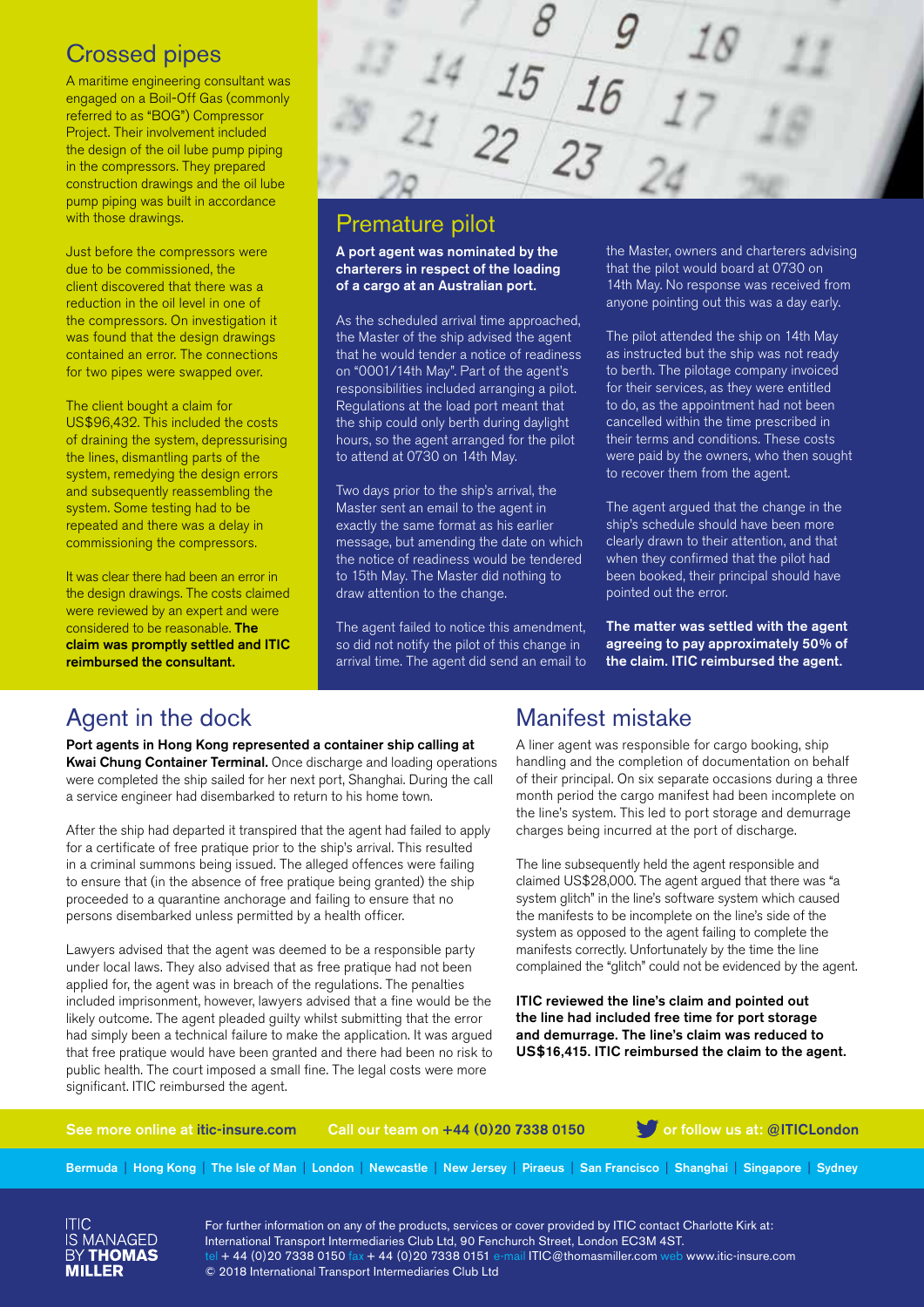## Crossed pipes

A maritime engineering consultant was engaged on a Boil-Off Gas (commonly referred to as "BOG") Compressor Project. Their involvement included the design of the oil lube pump piping in the compressors. They prepared construction drawings and the oil lube pump piping was built in accordance with those drawings.

Just before the compressors were due to be commissioned, the client discovered that there was a reduction in the oil level in one of the compressors. On investigation it was found that the design drawings contained an error. The connections for two pipes were swapped over.

The client bought a claim for US$96,432. This included the costs of draining the system, depressurising the lines, dismantling parts of the system, remedying the design errors and subsequently reassembling the system. Some testing had to be repeated and there was a delay in commissioning the compressors.

It was clear there had been an error in the design drawings. The costs claimed were reviewed by an expert and were considered to be reasonable. **The claim was promptly settled and ITIC reimbursed the consultant.**

## Premature pilot

**A port agent was nominated by the charterers in respect of the loading of a cargo at an Australian port.**

As the scheduled arrival time approached, the Master of the ship advised the agent that he would tender a notice of readiness on "0001/14th May". Part of the agent's responsibilities included arranging a pilot. Regulations at the load port meant that the ship could only berth during daylight hours, so the agent arranged for the pilot to attend at 0730 on 14th May.

Two days prior to the ship's arrival, the Master sent an email to the agent in exactly the same format as his earlier message, but amending the date on which the notice of readiness would be tendered to 15th May. The Master did nothing to draw attention to the change.

The agent failed to notice this amendment, so did not notify the pilot of this change in arrival time. The agent did send an email to the Master, owners and charterers advising that the pilot would board at 0730 on 14th May. No response was received from anyone pointing out this was a day early.

The pilot attended the ship on 14th May as instructed but the ship was not ready to berth. The pilotage company invoiced for their services, as they were entitled to do, as the appointment had not been cancelled within the time prescribed in their terms and conditions. These costs were paid by the owners, who then sought to recover them from the agent.

The agent argued that the change in the ship's schedule should have been more clearly drawn to their attention, and that when they confirmed that the pilot had been booked, their principal should have pointed out the error.

**The matter was settled with the agent agreeing to pay approximately 50% of the claim. ITIC reimbursed the agent.**

## Agent in the dock

**Port agents in Hong Kong represented a container ship calling at Kwai Chung Container Terminal.** Once discharge and loading operations were completed the ship sailed for her next port, Shanghai. During the call a service engineer had disembarked to return to his home town.

After the ship had departed it transpired that the agent had failed to apply for a certificate of free pratique prior to the ship's arrival. This resulted in a criminal summons being issued. The alleged offences were failing to ensure that (in the absence of free pratique being granted) the ship proceeded to a quarantine anchorage and failing to ensure that no persons disembarked unless permitted by a health officer.

Lawyers advised that the agent was deemed to be a responsible party under local laws. They also advised that as free pratique had not been applied for, the agent was in breach of the regulations. The penalties included imprisonment, however, lawyers advised that a fine would be the likely outcome. The agent pleaded guilty whilst submitting that the error had simply been a technical failure to make the application. It was argued that free pratique would have been granted and there had been no risk to public health. The court imposed a small fine. The legal costs were more significant. ITIC reimbursed the agent.

## Manifest mistake

A liner agent was responsible for cargo booking, ship handling and the completion of documentation on behalf of their principal. On six separate occasions during a three month period the cargo manifest had been incomplete on the line's system. This led to port storage and demurrage charges being incurred at the port of discharge.

The line subsequently held the agent responsible and claimed US$28,000. The agent argued that there was "a system glitch" in the line's software system which caused the manifests to be incomplete on the line's side of the system as opposed to the agent failing to complete the manifests correctly. Unfortunately by the time the line complained the "glitch" could not be evidenced by the agent.

**ITIC reviewed the line's claim and pointed out the line had included free time for port storage and demurrage. The line's claim was reduced to US$16,415. ITIC reimbursed the claim to the agent.**

See more online at itic-insure.com Call our team on +44 (0)20 7338 0150 or follow us at: @ITICLondon

Bermuda | Hong Kong | The Isle of Man | London | Newcastle | New Jersey | Piraeus | San Francisco | Shanghai | Singapore | Sydney

ITIC IS MANAGED BY **THOMAS MILLER**

For further information on any of the products, services or cover provided by ITIC contact Charlotte Kirk at:
International Transport Intermediaries Club Ltd, 90 Fenchurch Street, London EC3M 4ST.
tel + 44 (0)20 7338 0150 fax + 44 (0)20 7338 0151 e-mail ITIC@thomasmiller.com web www.itic-insure.com
© 2018 International Transport Intermediaries Club Ltd